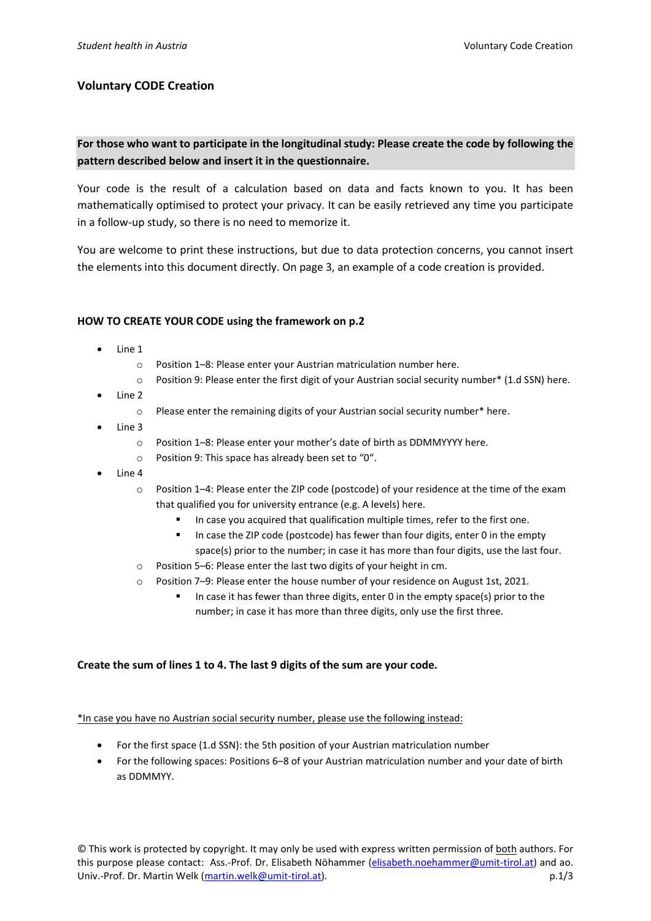# Voluntary CODE Creation

**For those who want to participate in the longitudinal study: Please create the code by following the pattern described below and insert it in the questionnaire.**

Your code is the result of a calculation based on data and facts known to you. It has been mathematically optimised to protect your privacy. It can be easily retrieved any time you participate in a follow-up study, so there is no need to memorize it.

You are welcome to print these instructions, but due to data protection concerns, you cannot insert the elements into this document directly. On page 3, an example of a code creation is provided.

### HOW TO CREATE YOUR CODE using the framework on p.2

- Line 1
  - Position 1–8: Please enter your Austrian matriculation number here.
  - Position 9: Please enter the first digit of your Austrian social security number* (1.d SSN) here.
- Line 2
  - Please enter the remaining digits of your Austrian social security number* here.
- Line 3
  - Position 1–8: Please enter your mother's date of birth as DDMMYYYY here.
  - Position 9: This space has already been set to "0".
- Line 4
  - Position 1–4: Please enter the ZIP code (postcode) of your residence at the time of the exam that qualified you for university entrance (e.g. A levels) here.
    - In case you acquired that qualification multiple times, refer to the first one.
    - In case the ZIP code (postcode) has fewer than four digits, enter 0 in the empty space(s) prior to the number; in case it has more than four digits, use the last four.
  - Position 5–6: Please enter the last two digits of your height in cm.
  - Position 7–9: Please enter the house number of your residence on August 1st, 2021.
    - In case it has fewer than three digits, enter 0 in the empty space(s) prior to the number; in case it has more than three digits, only use the first three.

**Create the sum of lines 1 to 4. The last 9 digits of the sum are your code.**

<u>*In case you have no Austrian social security number, please use the following instead:</u>

- For the first space (1.d SSN): the 5th position of your Austrian matriculation number
- For the following spaces: Positions 6–8 of your Austrian matriculation number and your date of birth as DDMMYY.

© This work is protected by copyright. It may only be used with express written permission of <u>both</u> authors. For this purpose please contact: Ass.-Prof. Dr. Elisabeth Nöhammer (elisabeth.noehammer@umit-tirol.at) and ao. Univ.-Prof. Dr. Martin Welk (martin.welk@umit-tirol.at).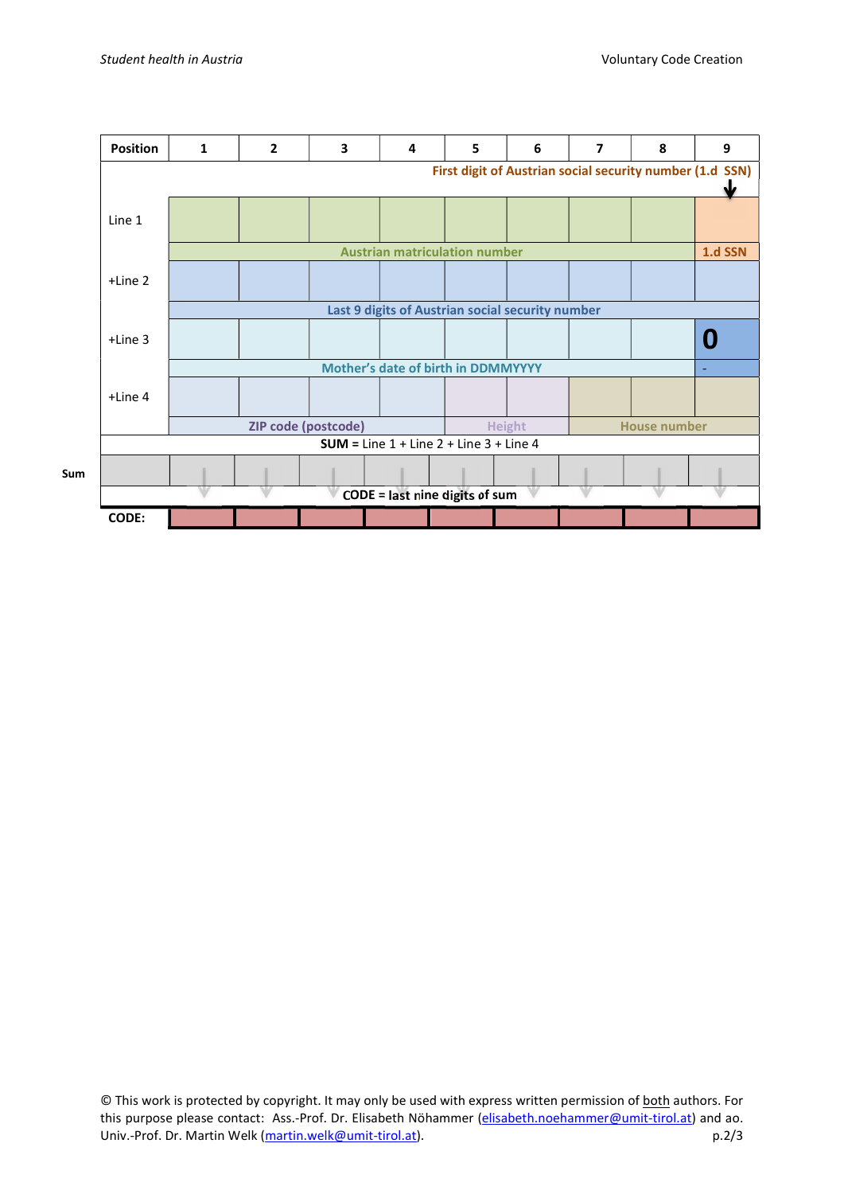| Position | 1 | 2 | 3 | 4 | 5 | 6 | 7 | 8 | 9 |
|---|---|---|---|---|---|---|---|---|---|
| | | | | | | | | | First digit of Austrian social security number (1.d SSN) |
| Line 1 | | | | | | | | | |
| | Austrian matriculation number | | | | | | | | 1.d SSN |
| +Line 2 | | | | | | | | | |
| | Last 9 digits of Austrian social security number | | | | | | | | |
| +Line 3 | | | | | | | | | 0 |
| | Mother's date of birth in DDMMYYYY | | | | | | | | - |
| +Line 4 | | | | | | | | | |
| | ZIP code (postcode) | | | | Height | | House number | | |
| SUM = Line 1 + Line 2 + Line 3 + Line 4 | | | | | | | | | |
| Sum | | | | | | | | | |
| CODE = last nine digits of sum | | | | | | | | | |
| CODE: | | | | | | | | | |

© This work is protected by copyright. It may only be used with express written permission of both authors. For this purpose please contact: Ass.-Prof. Dr. Elisabeth Nöhammer (elisabeth.noehammer@umit-tirol.at) and ao. Univ.-Prof. Dr. Martin Welk (martin.welk@umit-tirol.at).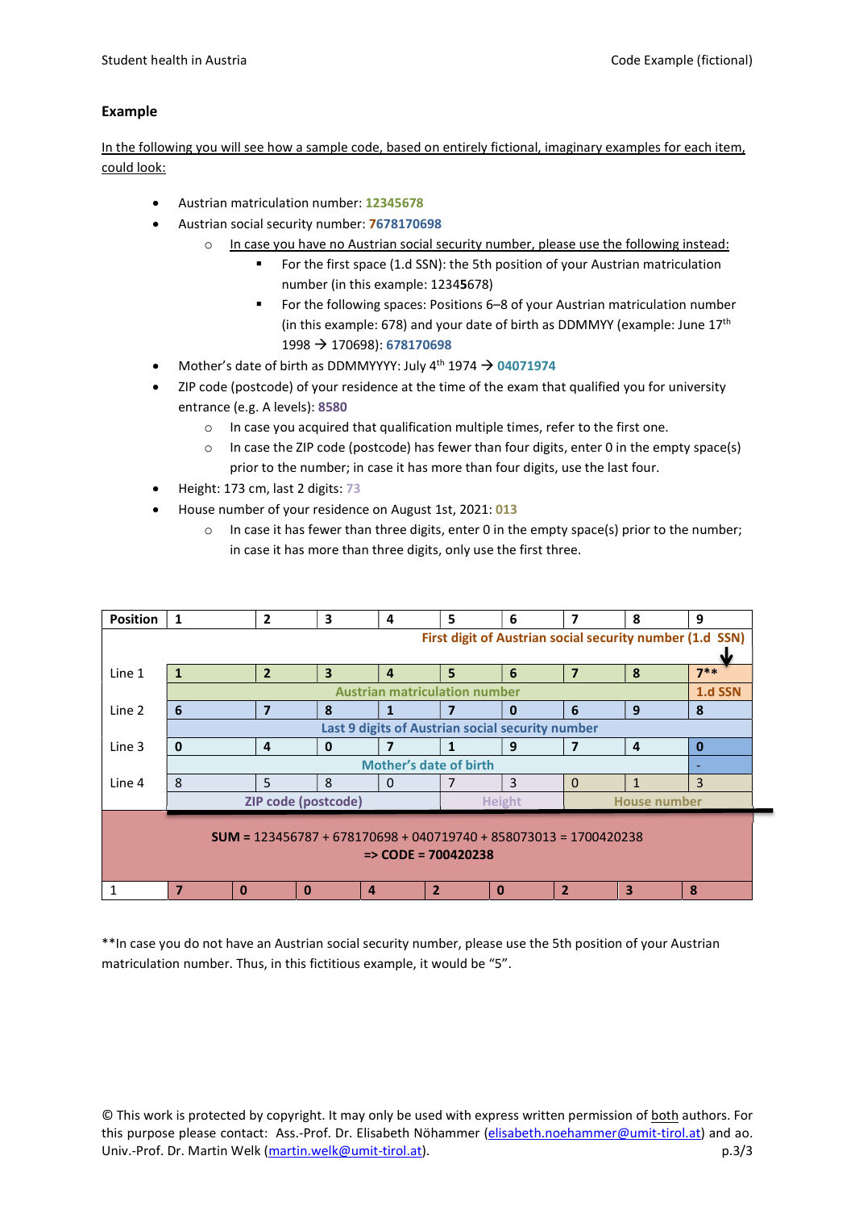**Example**

In the following you will see how a sample code, based on entirely fictional, imaginary examples for each item, could look:

- Austrian matriculation number: 12345678
- Austrian social security number: 7678170698
  - In case you have no Austrian social security number, please use the following instead:
    - For the first space (1.d SSN): the 5th position of your Austrian matriculation number (in this example: 12345678)
    - For the following spaces: Positions 6–8 of your Austrian matriculation number (in this example: 678) and your date of birth as DDMMYY (example: June 17th 1998 → 170698): 678170698
- Mother's date of birth as DDMMYYYY: July 4th 1974 → 04071974
- ZIP code (postcode) of your residence at the time of the exam that qualified you for university entrance (e.g. A levels): 8580
  - In case you acquired that qualification multiple times, refer to the first one.
  - In case the ZIP code (postcode) has fewer than four digits, enter 0 in the empty space(s) prior to the number; in case it has more than four digits, use the last four.
- Height: 173 cm, last 2 digits: 73
- House number of your residence on August 1st, 2021: 013
  - In case it has fewer than three digits, enter 0 in the empty space(s) prior to the number; in case it has more than three digits, only use the first three.

| Position | 1 | 2 | 3 | 4 | 5 | 6 | 7 | 8 | 9 |
|---|---|---|---|---|---|---|---|---|---|
| | First digit of Austrian social security number (1.d SSN) | | | | | | | | ↓ |
| Line 1 | 1 | 2 | 3 | 4 | 5 | 6 | 7 | 8 | 7** |
| | Austrian matriculation number | | | | | | | | 1.d SSN |
| Line 2 | 6 | 7 | 8 | 1 | 7 | 0 | 6 | 9 | 8 |
| | Last 9 digits of Austrian social security number | | | | | | | | |
| Line 3 | 0 | 4 | 0 | 7 | 1 | 9 | 7 | 4 | 0 |
| | Mother's date of birth | | | | | | | | - |
| Line 4 | 8 | 5 | 8 | 0 | 7 | 3 | 0 | 1 | 3 |
| | ZIP code (postcode) | | | | Height | | House number | | |
| | SUM = 123456787 + 678170698 + 040719740 + 858073013 = 1700420238<br>=> CODE = 700420238 | | | | | | | | |
| 1 | 7 | 0 | 0 | 4 | 2 | 0 | 2 | 3 | 8 |

**In case you do not have an Austrian social security number, please use the 5th position of your Austrian matriculation number. Thus, in this fictitious example, it would be "5".

© This work is protected by copyright. It may only be used with express written permission of both authors. For this purpose please contact: Ass.-Prof. Dr. Elisabeth Nöhammer (elisabeth.noehammer@umit-tirol.at) and ao. Univ.-Prof. Dr. Martin Welk (martin.welk@umit-tirol.at).